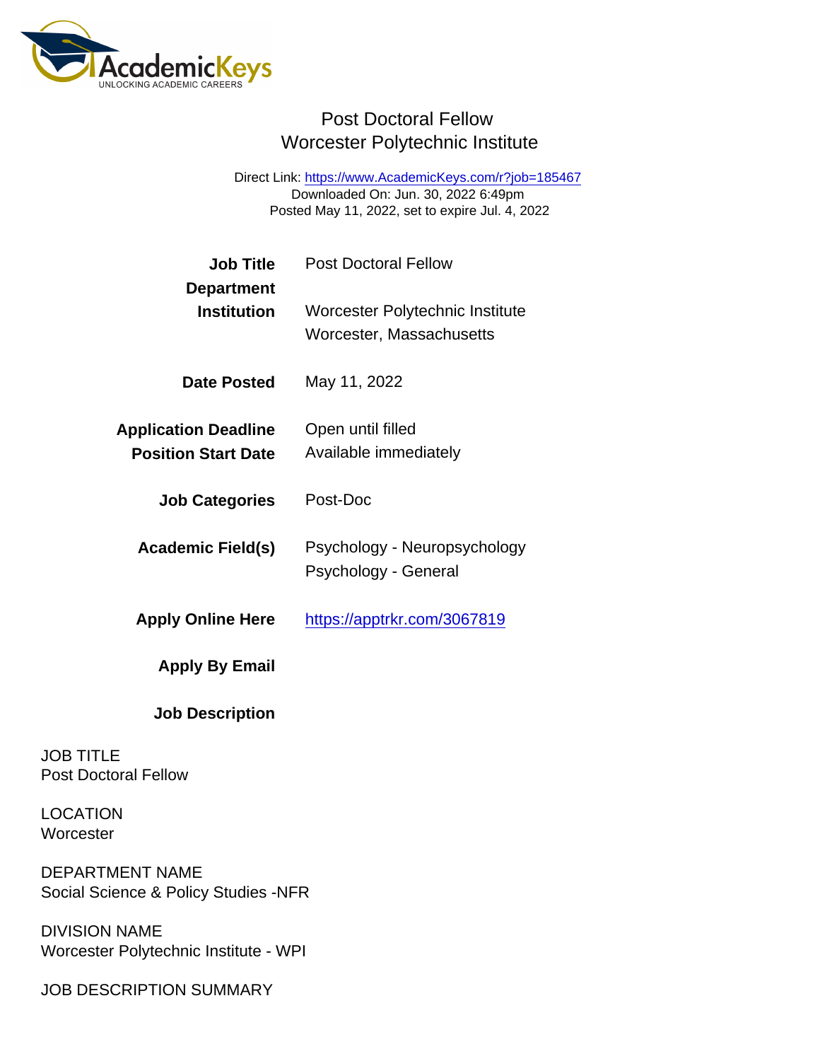# Post Doctoral Fellow
## Worcester Polytechnic Institute

Direct Link: https://www.AcademicKeys.com/r?job=185467
Downloaded On: Jun. 30, 2022 6:49pm
Posted May 11, 2022, set to expire Jul. 4, 2022

| | |
|---|---|
| **Job Title** | Post Doctoral Fellow |
| **Department** | |
| **Institution** | Worcester Polytechnic Institute<br>Worcester, Massachusetts |
| **Date Posted** | May 11, 2022 |
| **Application Deadline** | Open until filled |
| **Position Start Date** | Available immediately |
| **Job Categories** | Post-Doc |
| **Academic Field(s)** | Psychology - Neuropsychology<br>Psychology - General |
| **Apply Online Here** | https://apptrkr.com/3067819 |
| **Apply By Email** | |
| **Job Description** | |

JOB TITLE
Post Doctoral Fellow

LOCATION
Worcester

DEPARTMENT NAME
Social Science & Policy Studies -NFR

DIVISION NAME
Worcester Polytechnic Institute - WPI

JOB DESCRIPTION SUMMARY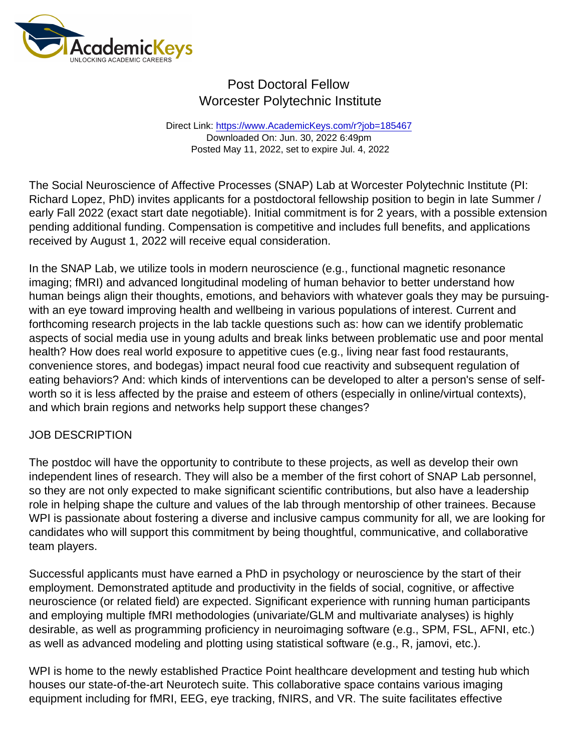# Post Doctoral Fellow
# Worcester Polytechnic Institute

Direct Link: https://www.AcademicKeys.com/r?job=185467
Downloaded On: Jun. 30, 2022 6:49pm
Posted May 11, 2022, set to expire Jul. 4, 2022

The Social Neuroscience of Affective Processes (SNAP) Lab at Worcester Polytechnic Institute (PI: Richard Lopez, PhD) invites applicants for a postdoctoral fellowship position to begin in late Summer / early Fall 2022 (exact start date negotiable). Initial commitment is for 2 years, with a possible extension pending additional funding. Compensation is competitive and includes full benefits, and applications received by August 1, 2022 will receive equal consideration.

In the SNAP Lab, we utilize tools in modern neuroscience (e.g., functional magnetic resonance imaging; fMRI) and advanced longitudinal modeling of human behavior to better understand how human beings align their thoughts, emotions, and behaviors with whatever goals they may be pursuing-with an eye toward improving health and wellbeing in various populations of interest. Current and forthcoming research projects in the lab tackle questions such as: how can we identify problematic aspects of social media use in young adults and break links between problematic use and poor mental health? How does real world exposure to appetitive cues (e.g., living near fast food restaurants, convenience stores, and bodegas) impact neural food cue reactivity and subsequent regulation of eating behaviors? And: which kinds of interventions can be developed to alter a person's sense of self-worth so it is less affected by the praise and esteem of others (especially in online/virtual contexts), and which brain regions and networks help support these changes?

## JOB DESCRIPTION

The postdoc will have the opportunity to contribute to these projects, as well as develop their own independent lines of research. They will also be a member of the first cohort of SNAP Lab personnel, so they are not only expected to make significant scientific contributions, but also have a leadership role in helping shape the culture and values of the lab through mentorship of other trainees. Because WPI is passionate about fostering a diverse and inclusive campus community for all, we are looking for candidates who will support this commitment by being thoughtful, communicative, and collaborative team players.

Successful applicants must have earned a PhD in psychology or neuroscience by the start of their employment. Demonstrated aptitude and productivity in the fields of social, cognitive, or affective neuroscience (or related field) are expected. Significant experience with running human participants and employing multiple fMRI methodologies (univariate/GLM and multivariate analyses) is highly desirable, as well as programming proficiency in neuroimaging software (e.g., SPM, FSL, AFNI, etc.) as well as advanced modeling and plotting using statistical software (e.g., R, jamovi, etc.).

WPI is home to the newly established Practice Point healthcare development and testing hub which houses our state-of-the-art Neurotech suite. This collaborative space contains various imaging equipment including for fMRI, EEG, eye tracking, fNIRS, and VR. The suite facilitates effective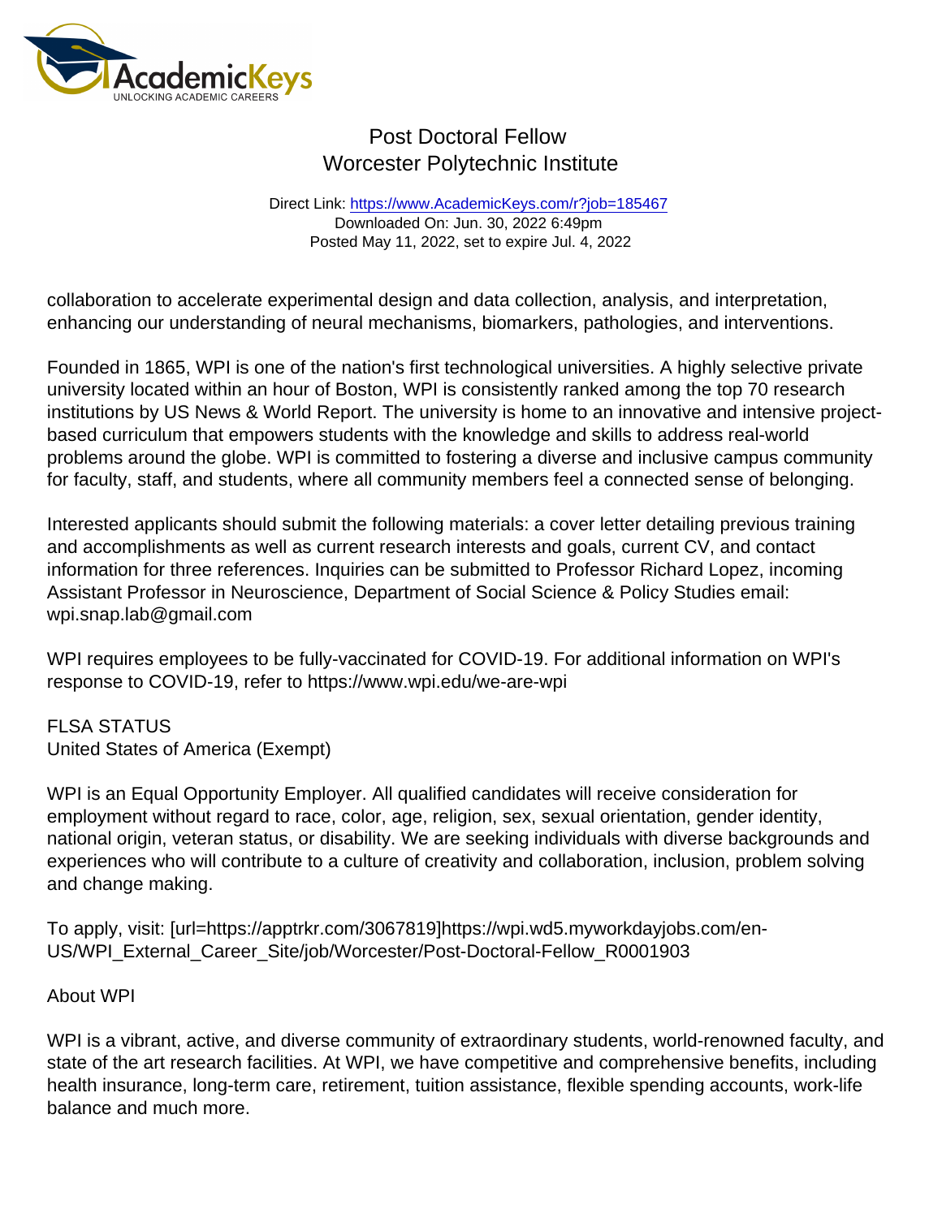collaboration to accelerate experimental design and data collection, analysis, and interpretation, enhancing our understanding of neural mechanisms, biomarkers, pathologies, and interventions.

Founded in 1865, WPI is one of the nation's first technological universities. A highly selective private university located within an hour of Boston, WPI is consistently ranked among the top 70 research institutions by US News & World Report. The university is home to an innovative and intensive project-based curriculum that empowers students with the knowledge and skills to address real-world problems around the globe. WPI is committed to fostering a diverse and inclusive campus community for faculty, staff, and students, where all community members feel a connected sense of belonging.

Interested applicants should submit the following materials: a cover letter detailing previous training and accomplishments as well as current research interests and goals, current CV, and contact information for three references. Inquiries can be submitted to Professor Richard Lopez, incoming Assistant Professor in Neuroscience, Department of Social Science & Policy Studies email: wpi.snap.lab@gmail.com

WPI requires employees to be fully-vaccinated for COVID-19. For additional information on WPI's response to COVID-19, refer to https://www.wpi.edu/we-are-wpi

FLSA STATUS
United States of America (Exempt)

WPI is an Equal Opportunity Employer. All qualified candidates will receive consideration for employment without regard to race, color, age, religion, sex, sexual orientation, gender identity, national origin, veteran status, or disability. We are seeking individuals with diverse backgrounds and experiences who will contribute to a culture of creativity and collaboration, inclusion, problem solving and change making.

To apply, visit: [url=https://apptrkr.com/3067819]https://wpi.wd5.myworkdayjobs.com/en-US/WPI_External_Career_Site/job/Worcester/Post-Doctoral-Fellow_R0001903

About WPI

WPI is a vibrant, active, and diverse community of extraordinary students, world-renowned faculty, and state of the art research facilities. At WPI, we have competitive and comprehensive benefits, including health insurance, long-term care, retirement, tuition assistance, flexible spending accounts, work-life balance and much more.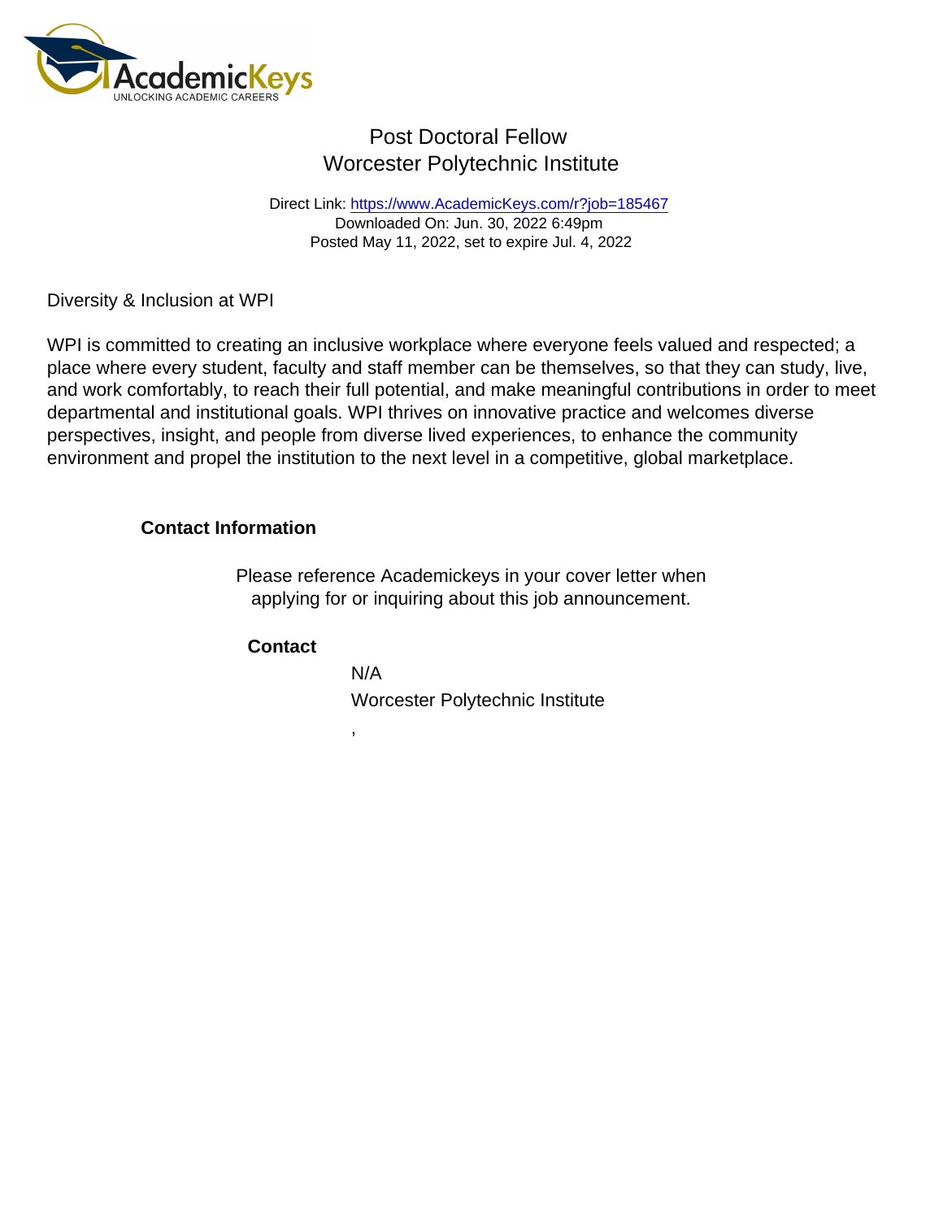# Post Doctoral Fellow
## Worcester Polytechnic Institute

Direct Link: https://www.AcademicKeys.com/r?job=185467
Downloaded On: Jun. 30, 2022 6:49pm
Posted May 11, 2022, set to expire Jul. 4, 2022

Diversity & Inclusion at WPI

WPI is committed to creating an inclusive workplace where everyone feels valued and respected; a place where every student, faculty and staff member can be themselves, so that they can study, live, and work comfortably, to reach their full potential, and make meaningful contributions in order to meet departmental and institutional goals. WPI thrives on innovative practice and welcomes diverse perspectives, insight, and people from diverse lived experiences, to enhance the community environment and propel the institution to the next level in a competitive, global marketplace.

**Contact Information**

Please reference Academickeys in your cover letter when applying for or inquiring about this job announcement.

**Contact**

N/A
Worcester Polytechnic Institute
,